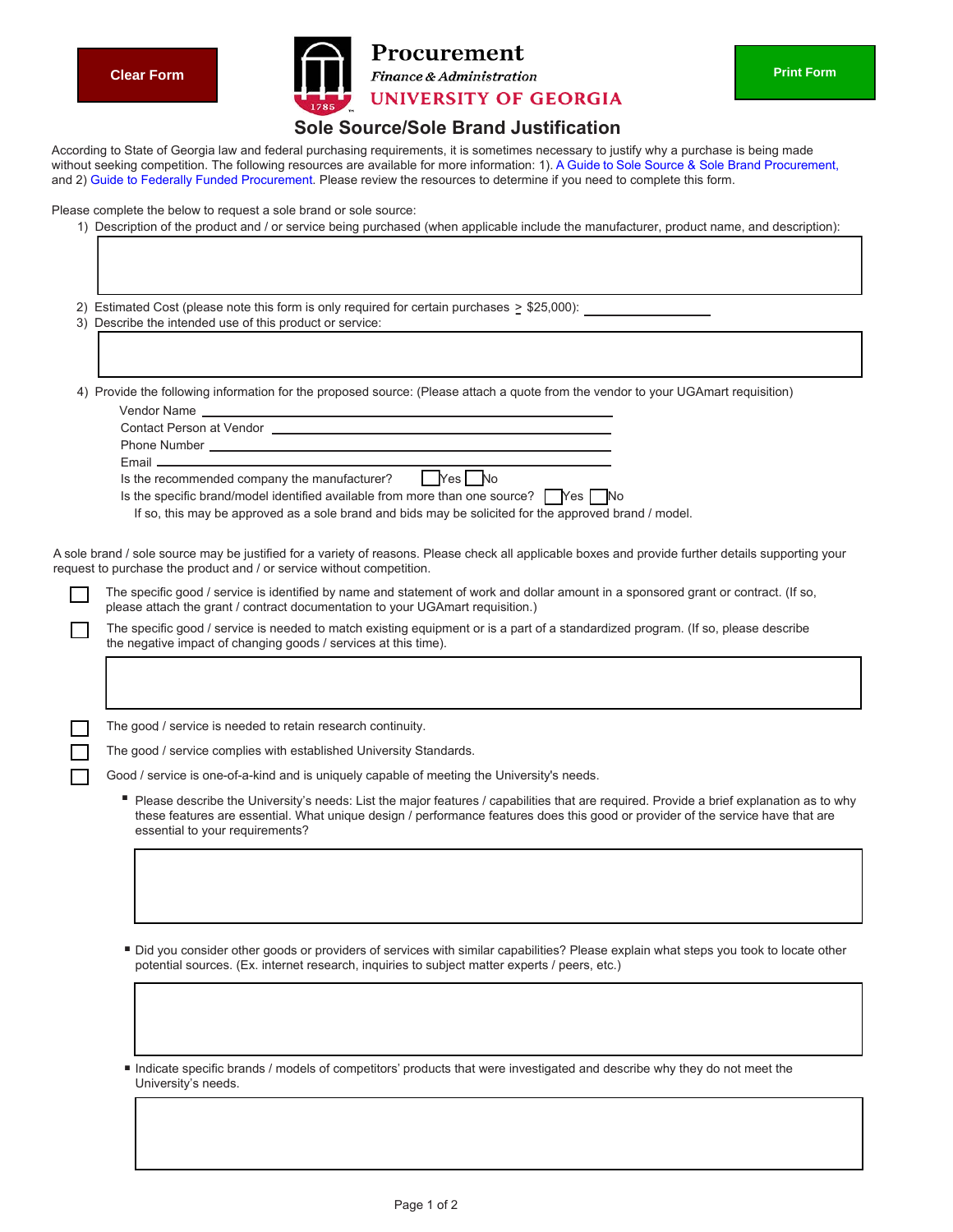Clear Form

**Procurement**
*Finance & Administration*
**UNIVERSITY OF GEORGIA**

Print Form

# Sole Source/Sole Brand Justification

According to State of Georgia law and federal purchasing requirements, it is sometimes necessary to justify why a purchase is being made without seeking competition. The following resources are available for more information: 1). A Guide to Sole Source & Sole Brand Procurement, and 2) Guide to Federally Funded Procurement. Please review the resources to determine if you need to complete this form.

Please complete the below to request a sole brand or sole source:

1) Description of the product and / or service being purchased (when applicable include the manufacturer, product name, and description):

2) Estimated Cost (please note this form is only required for certain purchases ≥ $25,000): ______________

3) Describe the intended use of this product or service:

4) Provide the following information for the proposed source: (Please attach a quote from the vendor to your UGAmart requisition)

   Vendor Name ______________________________

   Contact Person at Vendor ______________________________

   Phone Number ______________________________

   Email ______________________________

   Is the recommended company the manufacturer? ☐ Yes ☐ No

   Is the specific brand/model identified available from more than one source? ☐ Yes ☐ No

   If so, this may be approved as a sole brand and bids may be solicited for the approved brand / model.

A sole brand / sole source may be justified for a variety of reasons. Please check all applicable boxes and provide further details supporting your request to purchase the product and / or service without competition.

☐ The specific good / service is identified by name and statement of work and dollar amount in a sponsored grant or contract. (If so, please attach the grant / contract documentation to your UGAmart requisition.)

☐ The specific good / service is needed to match existing equipment or is a part of a standardized program. (If so, please describe the negative impact of changing goods / services at this time).

☐ The good / service is needed to retain research continuity.

☐ The good / service complies with established University Standards.

☐ Good / service is one-of-a-kind and is uniquely capable of meeting the University's needs.

- Please describe the University's needs: List the major features / capabilities that are required. Provide a brief explanation as to why these features are essential. What unique design / performance features does this good or provider of the service have that are essential to your requirements?

- Did you consider other goods or providers of services with similar capabilities? Please explain what steps you took to locate other potential sources. (Ex. internet research, inquiries to subject matter experts / peers, etc.)

- Indicate specific brands / models of competitors' products that were investigated and describe why they do not meet the University's needs.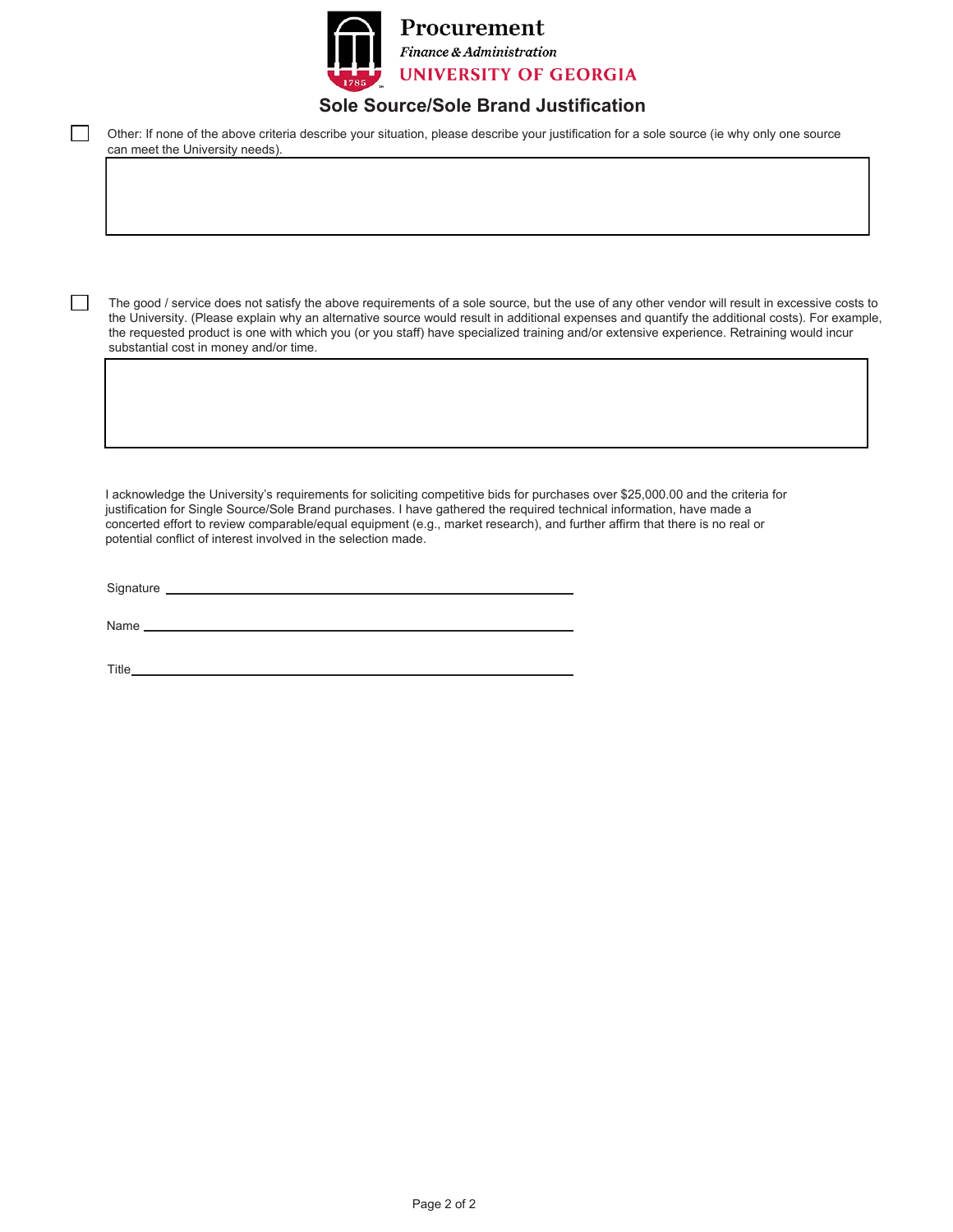Procurement

*Finance & Administration*

UNIVERSITY OF GEORGIA

## Sole Source/Sole Brand Justification

☐ Other: If none of the above criteria describe your situation, please describe your justification for a sole source (ie why only one source can meet the University needs).

| |
|---|
| |

☐ The good / service does not satisfy the above requirements of a sole source, but the use of any other vendor will result in excessive costs to the University. (Please explain why an alternative source would result in additional expenses and quantify the additional costs). For example, the requested product is one with which you (or you staff) have specialized training and/or extensive experience. Retraining would incur substantial cost in money and/or time.

| |
|---|
| |

I acknowledge the University's requirements for soliciting competitive bids for purchases over $25,000.00 and the criteria for justification for Single Source/Sole Brand purchases. I have gathered the required technical information, have made a concerted effort to review comparable/equal equipment (e.g., market research), and further affirm that there is no real or potential conflict of interest involved in the selection made.

Signature ____________________________________________

Name ____________________________________________

Title ____________________________________________